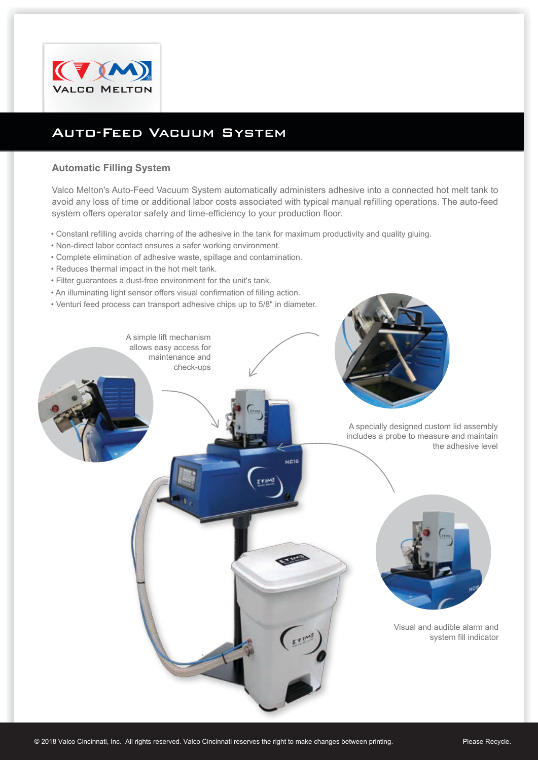# Auto-Feed Vacuum System

## Automatic Filling System

Valco Melton's Auto-Feed Vacuum System automatically administers adhesive into a connected hot melt tank to avoid any loss of time or additional labor costs associated with typical manual refilling operations. The auto-feed system offers operator safety and time-efficiency to your production floor.

- Constant refilling avoids charring of the adhesive in the tank for maximum productivity and quality gluing.
- Non-direct labor contact ensures a safer working environment.
- Complete elimination of adhesive waste, spillage and contamination.
- Reduces thermal impact in the hot melt tank.
- Filter guarantees a dust-free environment for the unit's tank.
- An illuminating light sensor offers visual confirmation of filling action.
- Venturi feed process can transport adhesive chips up to 5/8" in diameter.

A simple lift mechanism allows easy access for maintenance and check-ups

A specially designed custom lid assembly includes a probe to measure and maintain the adhesive level

Visual and audible alarm and system fill indicator

© 2018 Valco Cincinnati, Inc. All rights reserved. Valco Cincinnati reserves the right to make changes between printing.

Please Recycle.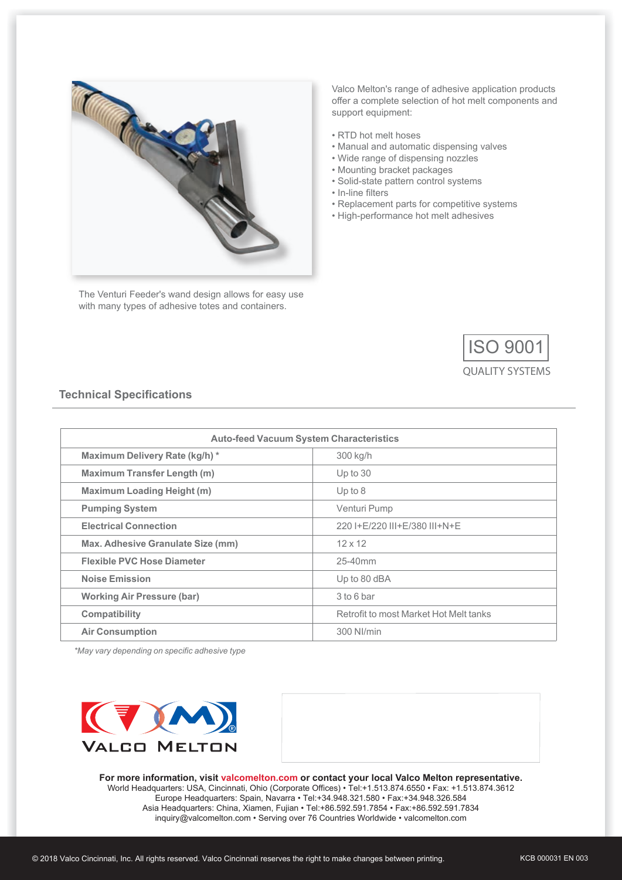The Venturi Feeder's wand design allows for easy use with many types of adhesive totes and containers.

Valco Melton's range of adhesive application products offer a complete selection of hot melt components and support equipment:

- RTD hot melt hoses
- Manual and automatic dispensing valves
- Wide range of dispensing nozzles
- Mounting bracket packages
- Solid-state pattern control systems
- In-line filters
- Replacement parts for competitive systems
- High-performance hot melt adhesives

ISO 9001
QUALITY SYSTEMS

## Technical Specifications

| Auto-feed Vacuum System Characteristics | |
|---|---|
| **Maximum Delivery Rate (kg/h) *** | 300 kg/h |
| **Maximum Transfer Length (m)** | Up to 30 |
| **Maximum Loading Height (m)** | Up to 8 |
| **Pumping System** | Venturi Pump |
| **Electrical Connection** | 220 I+E/220 III+E/380 III+N+E |
| **Max. Adhesive Granulate Size (mm)** | 12 x 12 |
| **Flexible PVC Hose Diameter** | 25-40mm |
| **Noise Emission** | Up to 80 dBA |
| **Working Air Pressure (bar)** | 3 to 6 bar |
| **Compatibility** | Retrofit to most Market Hot Melt tanks |
| **Air Consumption** | 300 Nl/min |

*\*May vary depending on specific adhesive type*

VALCO MELTON

**For more information, visit valcomelton.com or contact your local Valco Melton representative.**
World Headquarters: USA, Cincinnati, Ohio (Corporate Offices) • Tel:+1.513.874.6550 • Fax: +1.513.874.3612
Europe Headquarters: Spain, Navarra • Tel:+34.948.321.580 • Fax:+34.948.326.584
Asia Headquarters: China, Xiamen, Fujian • Tel:+86.592.591.7854 • Fax:+86.592.591.7834
inquiry@valcomelton.com • Serving over 76 Countries Worldwide • valcomelton.com

© 2018 Valco Cincinnati, Inc. All rights reserved. Valco Cincinnati reserves the right to make changes between printing.

KCB 000031 EN 003